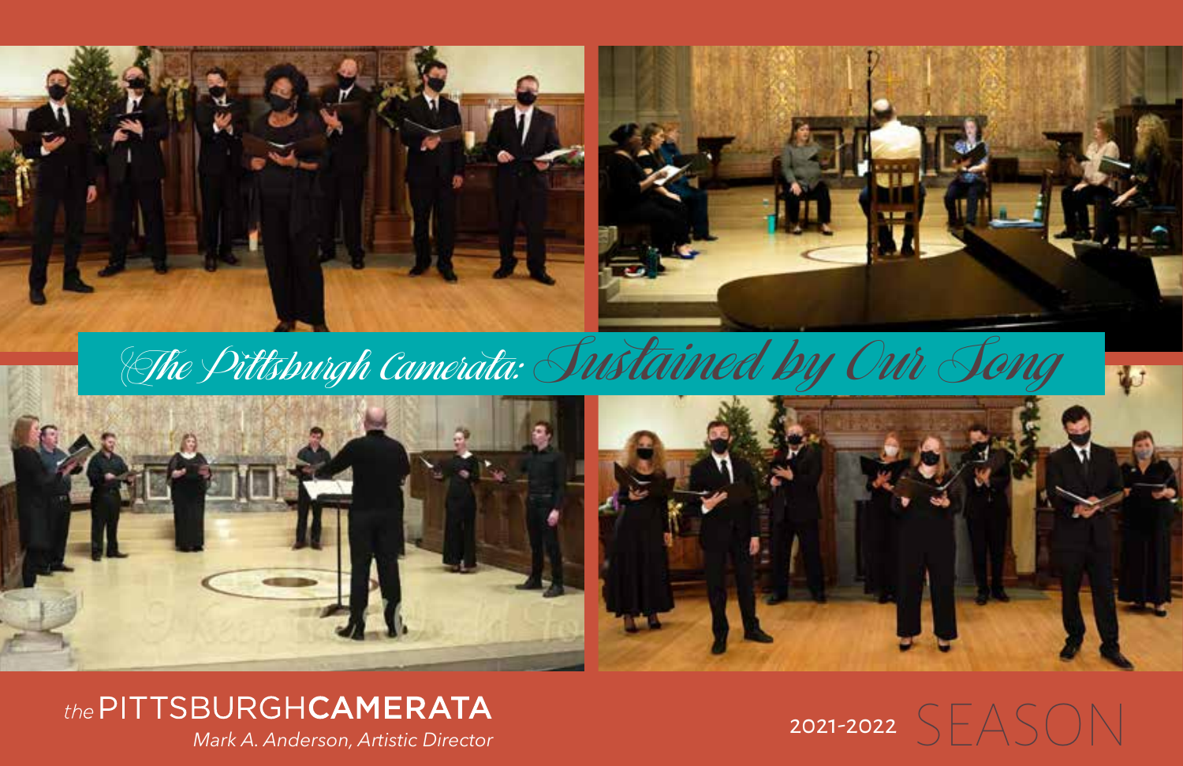# The Pittsburgh Camerata: Sustained by Our Song

*the* PITTSBURGH**CAMERATA**

*Mark A. Anderson, Artistic Director*

2021-2022 SEASON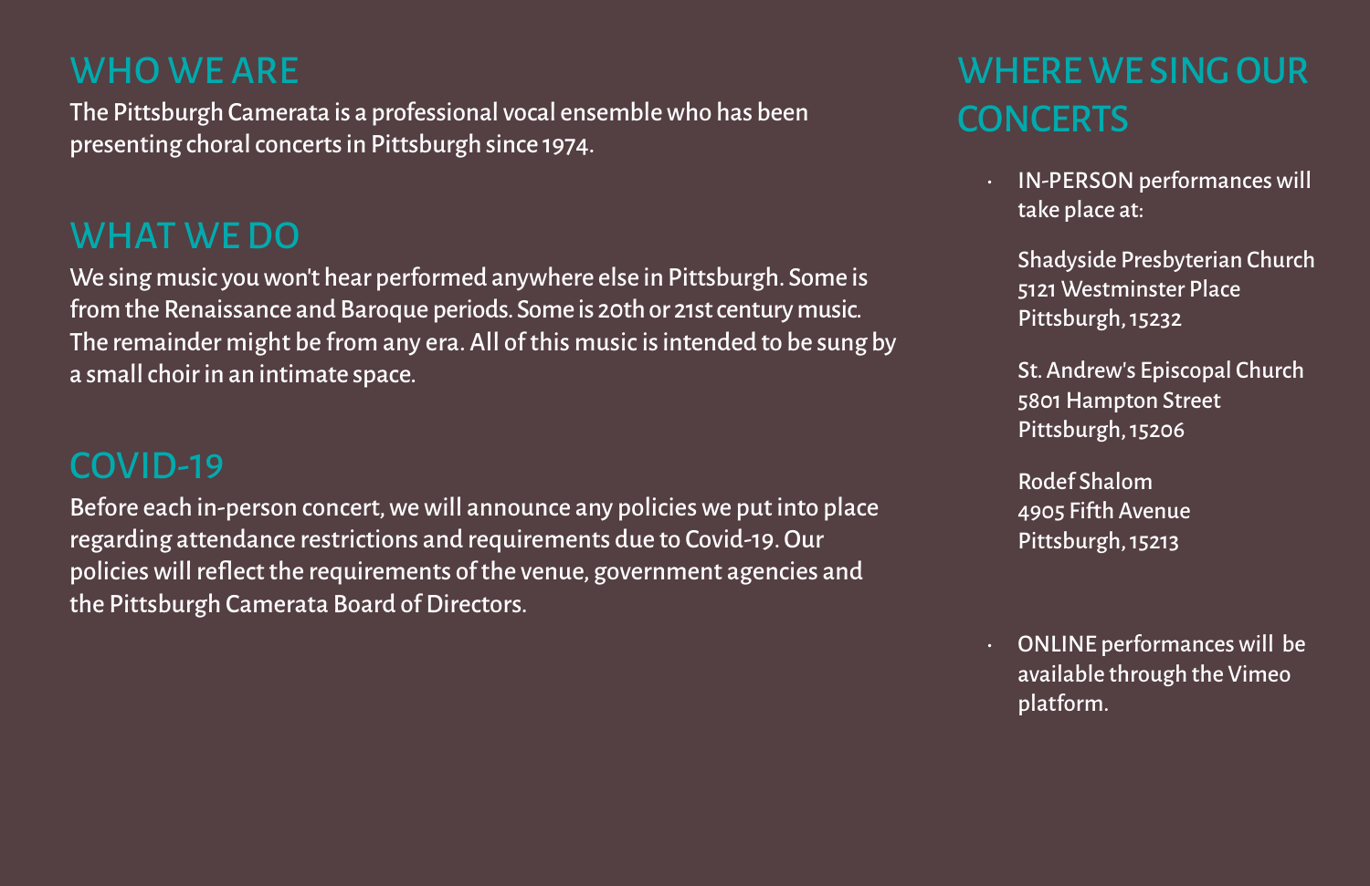## WHO WE ARE

The Pittsburgh Camerata is a professional vocal ensemble who has been presenting choral concerts in Pittsburgh since 1974.

## WHAT WE DO

We sing music you won't hear performed anywhere else in Pittsburgh. Some is from the Renaissance and Baroque periods. Some is 20th or 21st century music. The remainder might be from any era. All of this music is intended to be sung by a small choir in an intimate space.

## COVID-19

Before each in-person concert, we will announce any policies we put into place regarding attendance restrictions and requirements due to Covid-19. Our policies will reflect the requirements of the venue, government agencies and the Pittsburgh Camerata Board of Directors.

## WHERE WE SING OUR CONCERTS

- IN-PERSON performances will take place at:

  Shadyside Presbyterian Church
  5121 Westminster Place
  Pittsburgh, 15232

  St. Andrew's Episcopal Church
  5801 Hampton Street
  Pittsburgh, 15206

  Rodef Shalom
  4905 Fifth Avenue
  Pittsburgh, 15213

- ONLINE performances will be available through the Vimeo platform.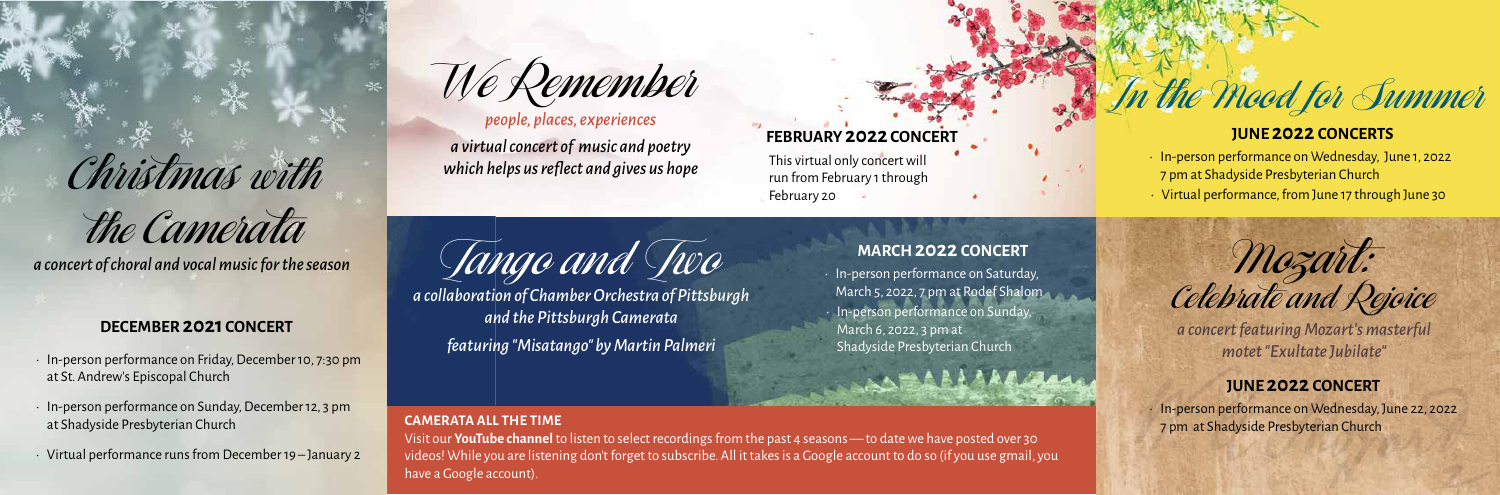# Christmas with the Camerata

*a concert of choral and vocal music for the season*

### DECEMBER 2021 CONCERT

- In-person performance on Friday, December 10, 7:30 pm at St. Andrew's Episcopal Church
- In-person performance on Sunday, December 12, 3 pm at Shadyside Presbyterian Church
- Virtual performance runs from December 19 – January 2

# We Remember

*people, places, experiences*

*a virtual concert of music and poetry which helps us reflect and gives us hope*

### FEBRUARY 2022 CONCERT

This virtual only concert will run from February 1 through February 20

# Tango and Two

*a collaboration of Chamber Orchestra of Pittsburgh and the Pittsburgh Camerata*

*featuring "Misatango" by Martin Palmeri*

### MARCH 2022 CONCERT

- In-person performance on Saturday, March 5, 2022, 7 pm at Rodef Shalom
- In-person performance on Sunday, March 6, 2022, 3 pm at Shadyside Presbyterian Church

### CAMERATA ALL THE TIME

Visit our **YouTube channel** to listen to select recordings from the past 4 seasons — to date we have posted over 30 videos! While you are listening don't forget to subscribe. All it takes is a Google account to do so (if you use gmail, you have a Google account).

# In the Mood for Summer

### JUNE 2022 CONCERTS

- In-person performance on Wednesday, June 1, 2022 7 pm at Shadyside Presbyterian Church
- Virtual performance, from June 17 through June 30

# Mozart: Celebrate and Rejoice

*a concert featuring Mozart's masterful motet "Exultate Jubilate"*

### JUNE 2022 CONCERT

- In-person performance on Wednesday, June 22, 2022 7 pm at Shadyside Presbyterian Church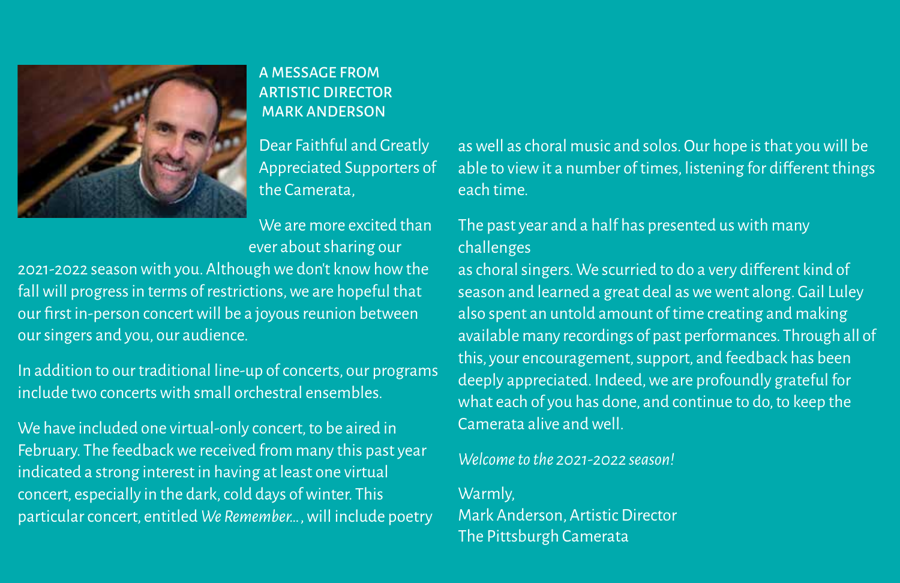## A MESSAGE FROM ARTISTIC DIRECTOR MARK ANDERSON

Dear Faithful and Greatly Appreciated Supporters of the Camerata,

We are more excited than ever about sharing our 2021-2022 season with you. Although we don't know how the fall will progress in terms of restrictions, we are hopeful that our first in-person concert will be a joyous reunion between our singers and you, our audience.

In addition to our traditional line-up of concerts, our programs include two concerts with small orchestral ensembles.

We have included one virtual-only concert, to be aired in February. The feedback we received from many this past year indicated a strong interest in having at least one virtual concert, especially in the dark, cold days of winter. This particular concert, entitled *We Remember…*, will include poetry as well as choral music and solos. Our hope is that you will be able to view it a number of times, listening for different things each time.

The past year and a half has presented us with many challenges as choral singers. We scurried to do a very different kind of season and learned a great deal as we went along. Gail Luley also spent an untold amount of time creating and making available many recordings of past performances. Through all of this, your encouragement, support, and feedback has been deeply appreciated. Indeed, we are profoundly grateful for what each of you has done, and continue to do, to keep the Camerata alive and well.

*Welcome to the 2021-2022 season!*

Warmly,
Mark Anderson, Artistic Director
The Pittsburgh Camerata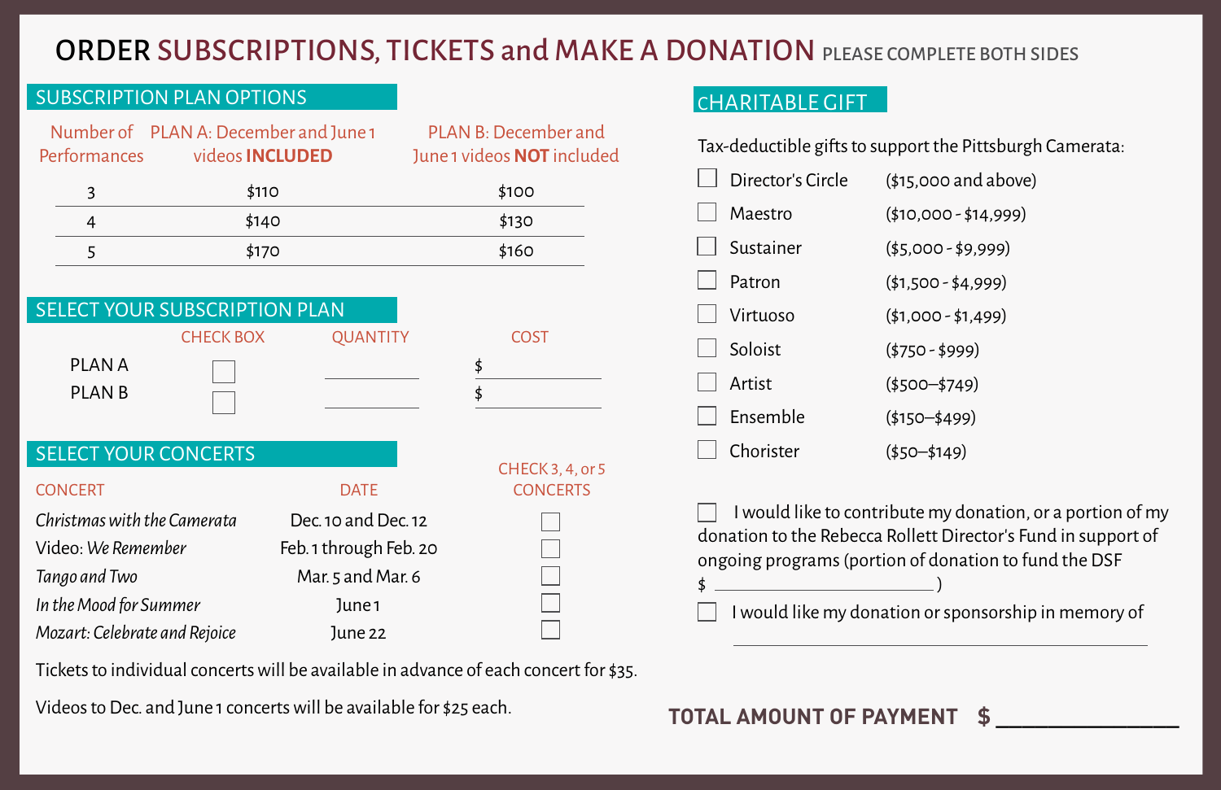# ORDER SUBSCRIPTIONS, TICKETS and MAKE A DONATION PLEASE COMPLETE BOTH SIDES

## SUBSCRIPTION PLAN OPTIONS

| Number of Performances | PLAN A: December and June 1 videos **INCLUDED** | PLAN B: December and June 1 videos **NOT** included |
|---|---|---|
| 3 | $110 | $100 |
| 4 | $140 | $130 |
| 5 | $170 | $160 |

## SELECT YOUR SUBSCRIPTION PLAN

| | CHECK BOX | QUANTITY | COST |
|---|---|---|---|
| PLAN A | ☐ | ______ | $ ______ |
| PLAN B | ☐ | ______ | $ ______ |

## SELECT YOUR CONCERTS

| CONCERT | DATE | CHECK 3, 4, or 5 CONCERTS |
|---|---|---|
| *Christmas with the Camerata* | Dec. 10 and Dec. 12 | ☐ |
| Video: *We Remember* | Feb. 1 through Feb. 20 | ☐ |
| *Tango and Two* | Mar. 5 and Mar. 6 | ☐ |
| *In the Mood for Summer* | June 1 | ☐ |
| *Mozart: Celebrate and Rejoice* | June 22 | ☐ |

Tickets to individual concerts will be available in advance of each concert for $35.

Videos to Dec. and June 1 concerts will be available for $25 each.

## CHARITABLE GIFT

Tax-deductible gifts to support the Pittsburgh Camerata:

- ☐ Director's Circle ($15,000 and above)
- ☐ Maestro ($10,000 - $14,999)
- ☐ Sustainer ($5,000 - $9,999)
- ☐ Patron ($1,500 - $4,999)
- ☐ Virtuoso ($1,000 - $1,499)
- ☐ Soloist ($750 - $999)
- ☐ Artist ($500–$749)
- ☐ Ensemble ($150–$499)
- ☐ Chorister ($50–$149)

☐ I would like to contribute my donation, or a portion of my donation to the Rebecca Rollett Director's Fund in support of ongoing programs (portion of donation to fund the DSF $ ______________)

☐ I would like my donation or sponsorship in memory of ______________________________

**TOTAL AMOUNT OF PAYMENT $ ______________**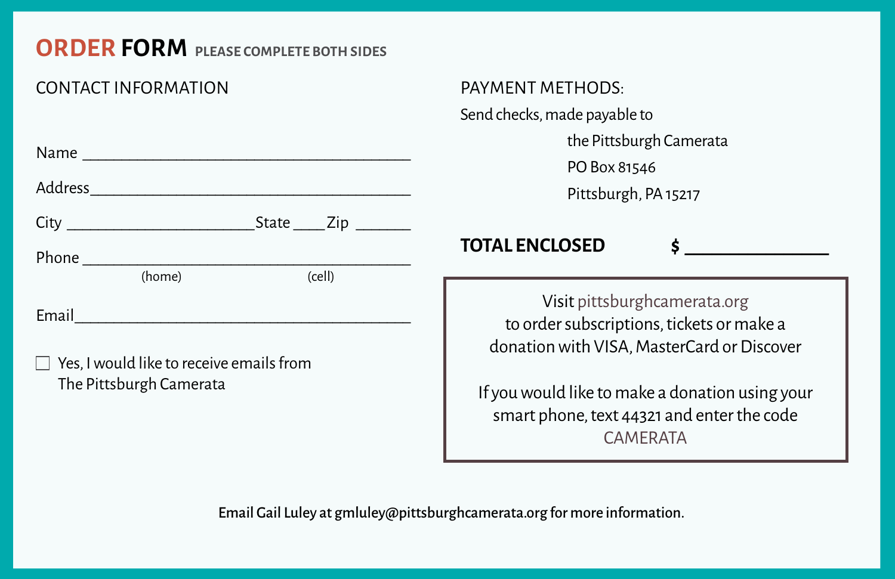# ORDER FORM PLEASE COMPLETE BOTH SIDES

## CONTACT INFORMATION

Name ______________________________________

Address______________________________________

City _____________________State ____Zip _______

Phone ______________________________________
(home) (cell)

Email______________________________________

☐ Yes, I would like to receive emails from The Pittsburgh Camerata

## PAYMENT METHODS:

Send checks, made payable to

the Pittsburgh Camerata
PO Box 81546
Pittsburgh, PA 15217

**TOTAL ENCLOSED** **$ ______________**

Visit pittsburghcamerata.org to order subscriptions, tickets or make a donation with VISA, MasterCard or Discover

If you would like to make a donation using your smart phone, text 44321 and enter the code CAMERATA

Email Gail Luley at gmluley@pittsburghcamerata.org for more information.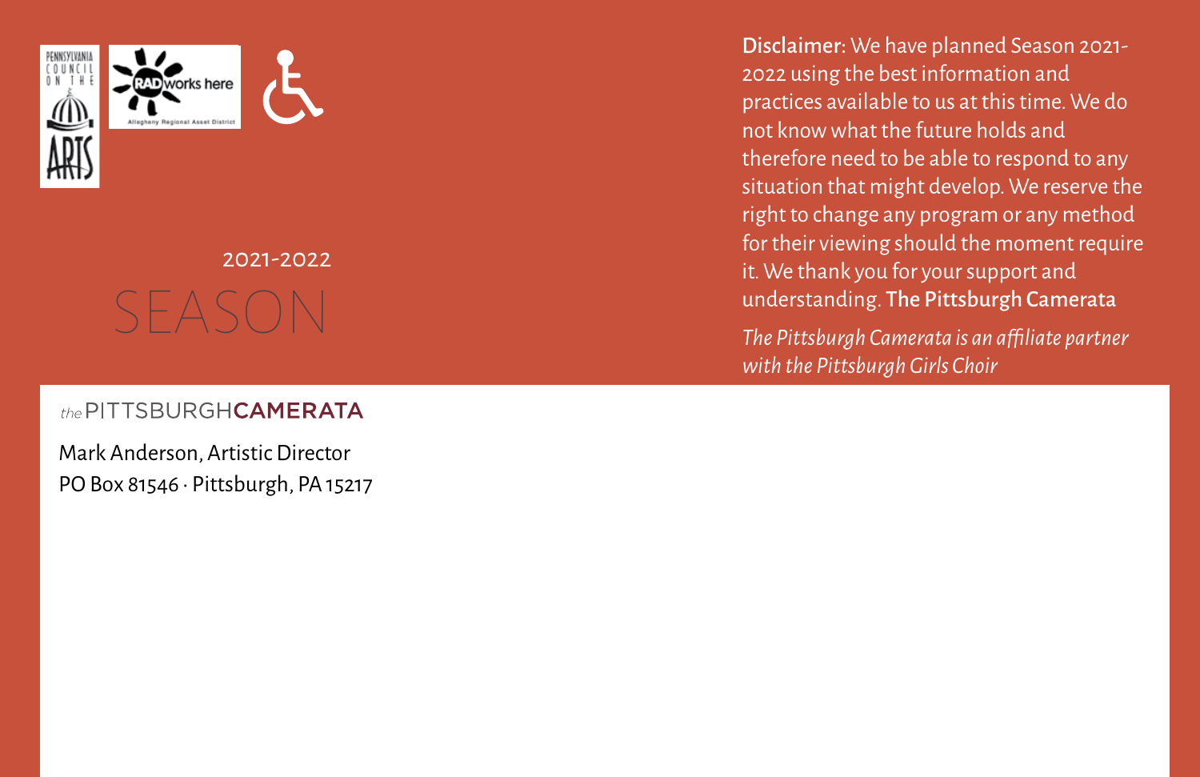PENNSYLVANIA COUNCIL ON THE ARTS

RAD works here

Allegheny Regional Asset District

2021-2022

# SEASON

**Disclaimer:** We have planned Season 2021-2022 using the best information and practices available to us at this time. We do not know what the future holds and therefore need to be able to respond to any situation that might develop. We reserve the right to change any program or any method for their viewing should the moment require it. We thank you for your support and understanding. **The Pittsburgh Camerata**

*The Pittsburgh Camerata is an affiliate partner with the Pittsburgh Girls Choir*

*the* PITTSBURGH**CAMERATA**

Mark Anderson, Artistic Director
PO Box 81546 · Pittsburgh, PA 15217